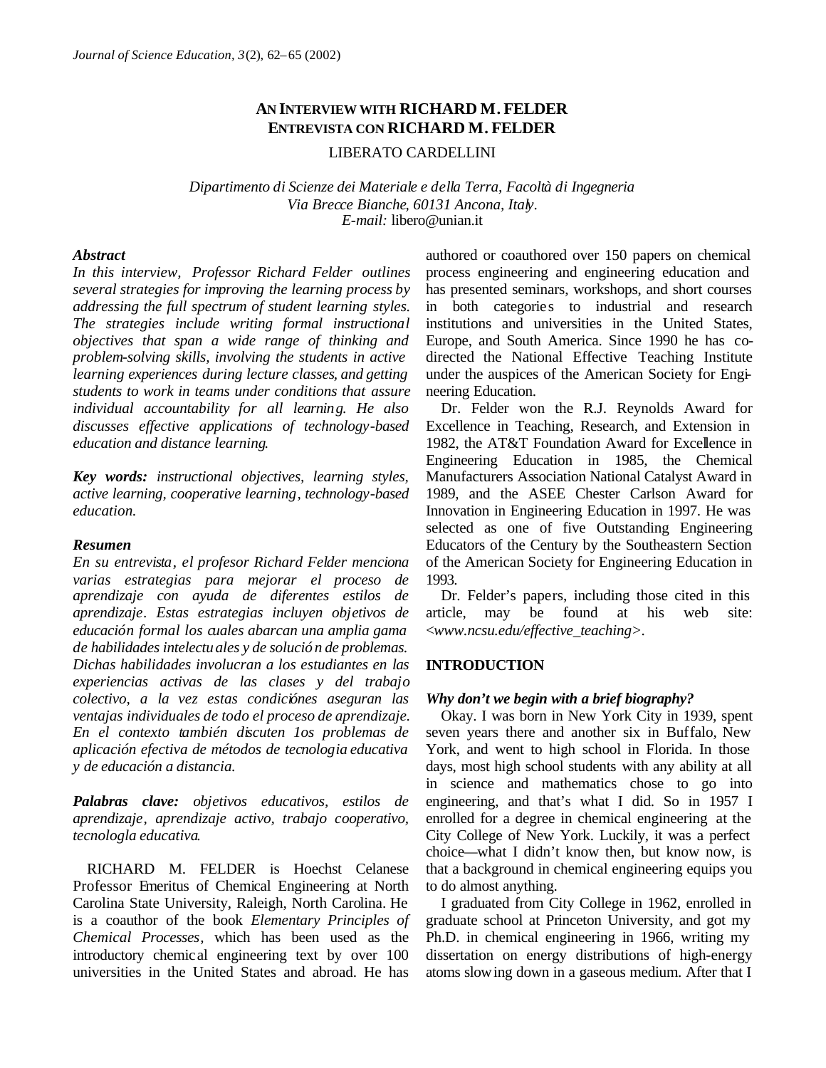# AN INTERVIEW WITH RICHARD M. FELDER
# ENTREVISTA CON RICHARD M. FELDER

LIBERATO CARDELLINI

*Dipartimento di Scienze dei Materiale e della Terra, Facoltà di Ingegneria*
*Via Brecce Bianche, 60131 Ancona, Italy.*
*E-mail:* libero@unian.it

### *Abstract*

*In this interview, Professor Richard Felder outlines several strategies for improving the learning process by addressing the full spectrum of student learning styles. The strategies include writing formal instructional objectives that span a wide range of thinking and problem-solving skills, involving the students in active learning experiences during lecture classes, and getting students to work in teams under conditions that assure individual accountability for all learning. He also discusses effective applications of technology-based education and distance learning.*

***Key words:*** *instructional objectives, learning styles, active learning, cooperative learning, technology-based education.*

### *Resumen*

*En su entrevista, el profesor Richard Felder menciona varias estrategias para mejorar el proceso de aprendizaje con ayuda de diferentes estilos de aprendizaje. Estas estrategias incluyen objetivos de educación formal los cuales abarcan una amplia gama de habilidades intelectuales y de solución de problemas. Dichas habilidades involucran a los estudiantes en las experiencias activas de las clases y del trabajo colectivo, a la vez estas condiciónes aseguran las ventajas individuales de todo el proceso de aprendizaje. En el contexto también discuten 1os problemas de aplicación efectiva de métodos de tecnologia educativa y de educación a distancia.*

***Palabras clave:*** *objetivos educativos, estilos de aprendizaje, aprendizaje activo, trabajo cooperativo, tecnologla educativa.*

RICHARD M. FELDER is Hoechst Celanese Professor Emeritus of Chemical Engineering at North Carolina State University, Raleigh, North Carolina. He is a coauthor of the book *Elementary Principles of Chemical Processes*, which has been used as the introductory chemical engineering text by over 100 universities in the United States and abroad. He has authored or coauthored over 150 papers on chemical process engineering and engineering education and has presented seminars, workshops, and short courses in both categories to industrial and research institutions and universities in the United States, Europe, and South America. Since 1990 he has co-directed the National Effective Teaching Institute under the auspices of the American Society for Engineering Education.

Dr. Felder won the R.J. Reynolds Award for Excellence in Teaching, Research, and Extension in 1982, the AT&T Foundation Award for Excellence in Engineering Education in 1985, the Chemical Manufacturers Association National Catalyst Award in 1989, and the ASEE Chester Carlson Award for Innovation in Engineering Education in 1997. He was selected as one of five Outstanding Engineering Educators of the Century by the Southeastern Section of the American Society for Engineering Education in 1993.

Dr. Felder's papers, including those cited in this article, may be found at his web site: <*www.ncsu.edu/effective_teaching*>.

## INTRODUCTION

### *Why don't we begin with a brief biography?*

Okay. I was born in New York City in 1939, spent seven years there and another six in Buffalo, New York, and went to high school in Florida. In those days, most high school students with any ability at all in science and mathematics chose to go into engineering, and that's what I did. So in 1957 I enrolled for a degree in chemical engineering at the City College of New York. Luckily, it was a perfect choice—what I didn't know then, but know now, is that a background in chemical engineering equips you to do almost anything.

I graduated from City College in 1962, enrolled in graduate school at Princeton University, and got my Ph.D. in chemical engineering in 1966, writing my dissertation on energy distributions of high-energy atoms slowing down in a gaseous medium. After that I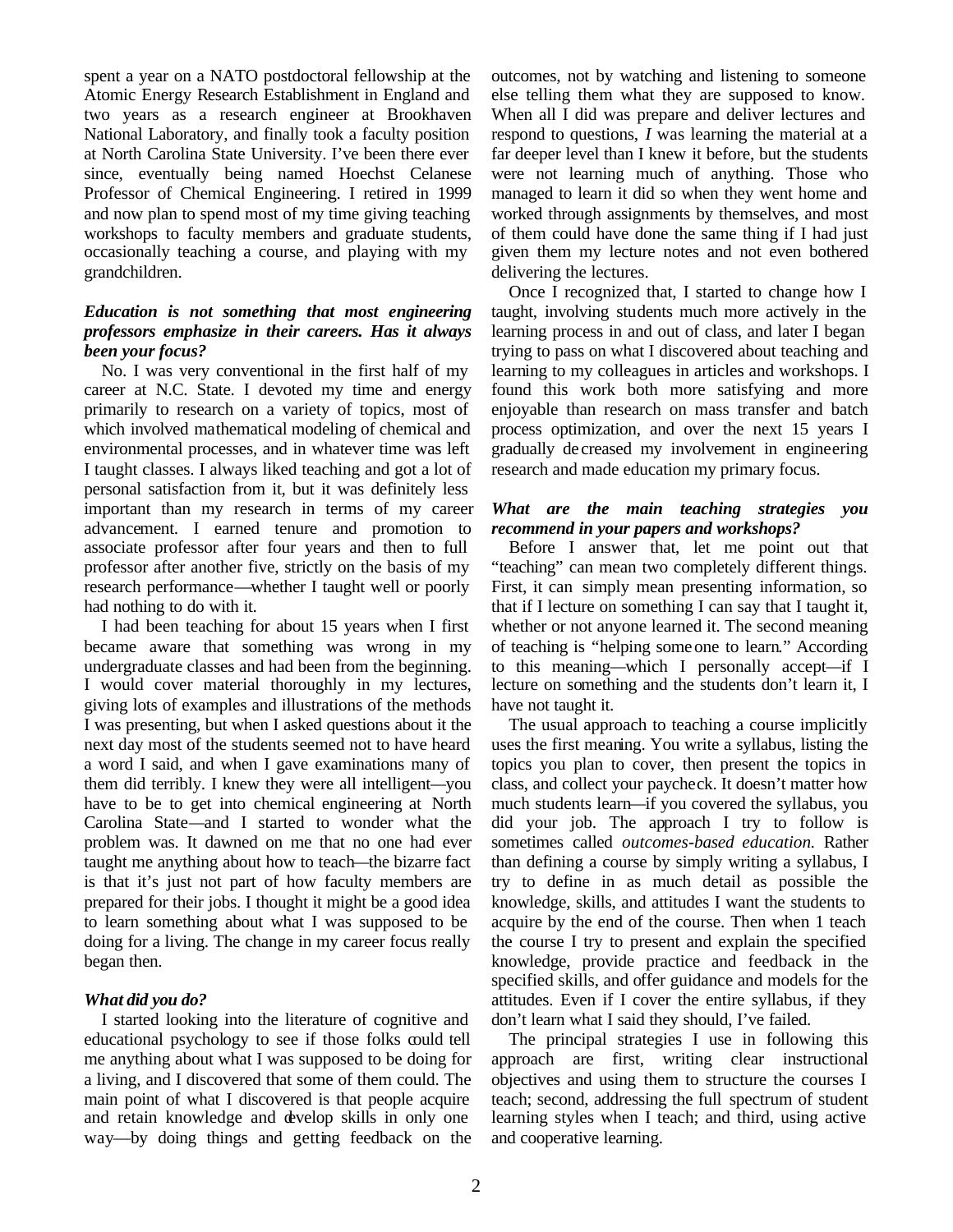spent a year on a NATO postdoctoral fellowship at the Atomic Energy Research Establishment in England and two years as a research engineer at Brookhaven National Laboratory, and finally took a faculty position at North Carolina State University. I've been there ever since, eventually being named Hoechst Celanese Professor of Chemical Engineering. I retired in 1999 and now plan to spend most of my time giving teaching workshops to faculty members and graduate students, occasionally teaching a course, and playing with my grandchildren.

***Education is not something that most engineering professors emphasize in their careers. Has it always been your focus?***

No. I was very conventional in the first half of my career at N.C. State. I devoted my time and energy primarily to research on a variety of topics, most of which involved mathematical modeling of chemical and environmental processes, and in whatever time was left I taught classes. I always liked teaching and got a lot of personal satisfaction from it, but it was definitely less important than my research in terms of my career advancement. I earned tenure and promotion to associate professor after four years and then to full professor after another five, strictly on the basis of my research performance—whether I taught well or poorly had nothing to do with it.

I had been teaching for about 15 years when I first became aware that something was wrong in my undergraduate classes and had been from the beginning. I would cover material thoroughly in my lectures, giving lots of examples and illustrations of the methods I was presenting, but when I asked questions about it the next day most of the students seemed not to have heard a word I said, and when I gave examinations many of them did terribly. I knew they were all intelligent—you have to be to get into chemical engineering at North Carolina State—and I started to wonder what the problem was. It dawned on me that no one had ever taught me anything about how to teach—the bizarre fact is that it's just not part of how faculty members are prepared for their jobs. I thought it might be a good idea to learn something about what I was supposed to be doing for a living. The change in my career focus really began then.

***What did you do?***

I started looking into the literature of cognitive and educational psychology to see if those folks could tell me anything about what I was supposed to be doing for a living, and I discovered that some of them could. The main point of what I discovered is that people acquire and retain knowledge and develop skills in only one way—by doing things and getting feedback on the outcomes, not by watching and listening to someone else telling them what they are supposed to know. When all I did was prepare and deliver lectures and respond to questions, *I* was learning the material at a far deeper level than I knew it before, but the students were not learning much of anything. Those who managed to learn it did so when they went home and worked through assignments by themselves, and most of them could have done the same thing if I had just given them my lecture notes and not even bothered delivering the lectures.

Once I recognized that, I started to change how I taught, involving students much more actively in the learning process in and out of class, and later I began trying to pass on what I discovered about teaching and learning to my colleagues in articles and workshops. I found this work both more satisfying and more enjoyable than research on mass transfer and batch process optimization, and over the next 15 years I gradually decreased my involvement in engineering research and made education my primary focus.

***What are the main teaching strategies you recommend in your papers and workshops?***

Before I answer that, let me point out that "teaching" can mean two completely different things. First, it can simply mean presenting information, so that if I lecture on something I can say that I taught it, whether or not anyone learned it. The second meaning of teaching is "helping someone to learn." According to this meaning—which I personally accept—if I lecture on something and the students don't learn it, I have not taught it.

The usual approach to teaching a course implicitly uses the first meaning. You write a syllabus, listing the topics you plan to cover, then present the topics in class, and collect your paycheck. It doesn't matter how much students learn—if you covered the syllabus, you did your job. The approach I try to follow is sometimes called *outcomes-based education.* Rather than defining a course by simply writing a syllabus, I try to define in as much detail as possible the knowledge, skills, and attitudes I want the students to acquire by the end of the course. Then when 1 teach the course I try to present and explain the specified knowledge, provide practice and feedback in the specified skills, and offer guidance and models for the attitudes. Even if I cover the entire syllabus, if they don't learn what I said they should, I've failed.

The principal strategies I use in following this approach are first, writing clear instructional objectives and using them to structure the courses I teach; second, addressing the full spectrum of student learning styles when I teach; and third, using active and cooperative learning.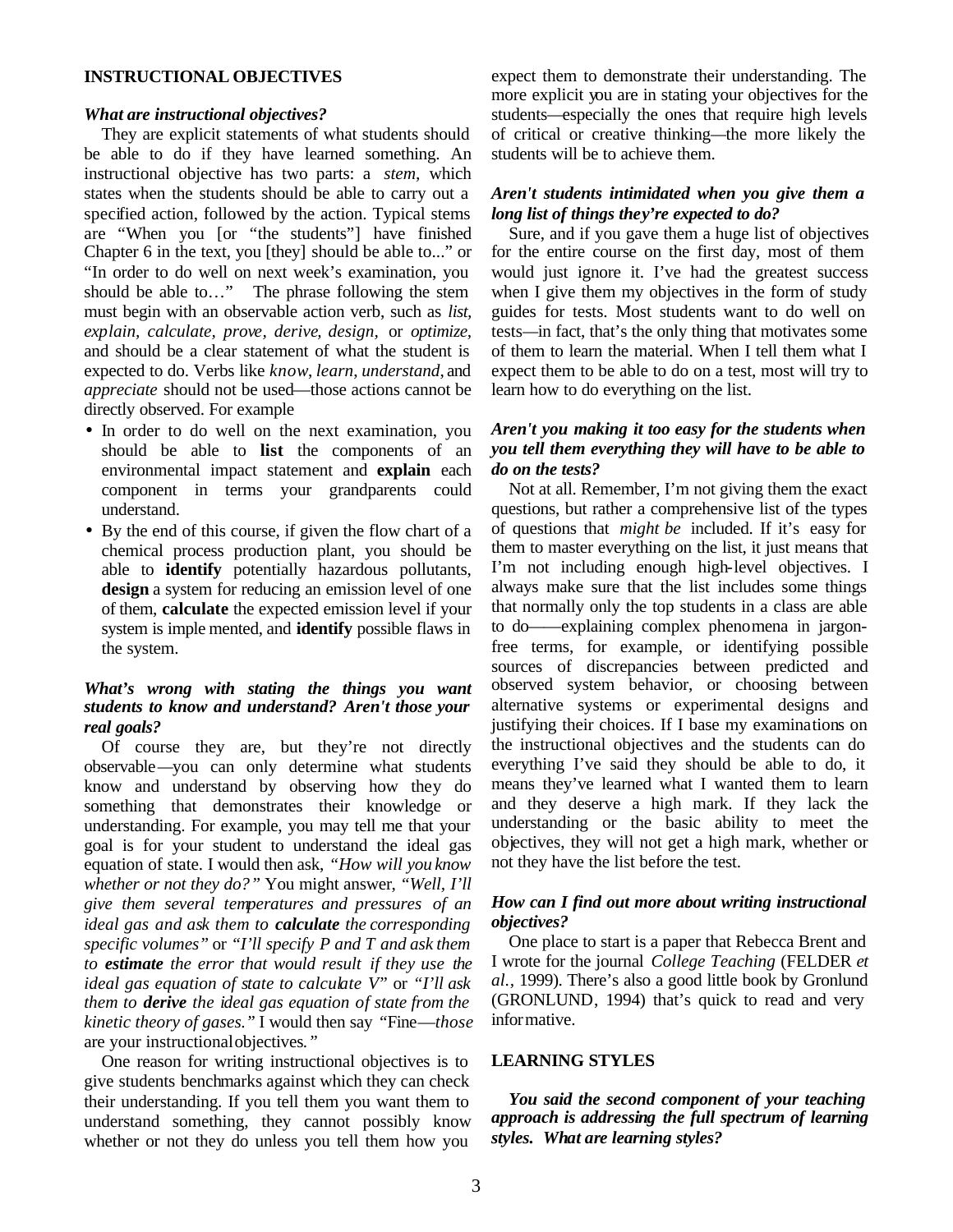## INSTRUCTIONAL OBJECTIVES

### *What are instructional objectives?*

They are explicit statements of what students should be able to do if they have learned something. An instructional objective has two parts: a *stem,* which states when the students should be able to carry out a specified action, followed by the action. Typical stems are "When you [or "the students"] have finished Chapter 6 in the text, you [they] should be able to..." or "In order to do well on next week's examination, you should be able to…" The phrase following the stem must begin with an observable action verb, such as *list*, *explain, calculate, prove, derive, design,* or *optimize*, and should be a clear statement of what the student is expected to do. Verbs like *know*, *learn*, *understand*, and *appreciate* should not be used—those actions cannot be directly observed. For example

- In order to do well on the next examination, you should be able to **list** the components of an environmental impact statement and **explain** each component in terms your grandparents could understand.
- By the end of this course, if given the flow chart of a chemical process production plant, you should be able to **identify** potentially hazardous pollutants, **design** a system for reducing an emission level of one of them, **calculate** the expected emission level if your system is implemented, and **identify** possible flaws in the system.

### *What's wrong with stating the things you want students to know and understand? Aren't those your real goals?*

Of course they are, but they're not directly observable—you can only determine what students know and understand by observing how they do something that demonstrates their knowledge or understanding. For example, you may tell me that your goal is for your student to understand the ideal gas equation of state. I would then ask, *"How will you know whether or not they do?"* You might answer, *"Well, I'll give them several temperatures and pressures of an ideal gas and ask them to* ***calculate*** *the corresponding specific volumes"* or *"I'll specify P and T and ask them to* ***estimate*** *the error that would result if they use the ideal gas equation of state to calculate V"* or *"I'll ask them to* ***derive*** *the ideal gas equation of state from the kinetic theory of gases."* I would then say *"Fine—those are your instructional objectives."*

One reason for writing instructional objectives is to give students benchmarks against which they can check their understanding. If you tell them you want them to understand something, they cannot possibly know whether or not they do unless you tell them how you expect them to demonstrate their understanding. The more explicit you are in stating your objectives for the students—especially the ones that require high levels of critical or creative thinking—the more likely the students will be to achieve them.

### *Aren't students intimidated when you give them a long list of things they're expected to do?*

Sure, and if you gave them a huge list of objectives for the entire course on the first day, most of them would just ignore it. I've had the greatest success when I give them my objectives in the form of study guides for tests. Most students want to do well on tests—in fact, that's the only thing that motivates some of them to learn the material. When I tell them what I expect them to be able to do on a test, most will try to learn how to do everything on the list.

### *Aren't you making it too easy for the students when you tell them everything they will have to be able to do on the tests?*

Not at all. Remember, I'm not giving them the exact questions, but rather a comprehensive list of the types of questions that *might be* included. If it's easy for them to master everything on the list, it just means that I'm not including enough high-level objectives. I always make sure that the list includes some things that normally only the top students in a class are able to do——explaining complex phenomena in jargon-free terms, for example, or identifying possible sources of discrepancies between predicted and observed system behavior, or choosing between alternative systems or experimental designs and justifying their choices. If I base my examinations on the instructional objectives and the students can do everything I've said they should be able to do, it means they've learned what I wanted them to learn and they deserve a high mark. If they lack the understanding or the basic ability to meet the objectives, they will not get a high mark, whether or not they have the list before the test.

### *How can I find out more about writing instructional objectives?*

One place to start is a paper that Rebecca Brent and I wrote for the journal *College Teaching* (FELDER *et al.*, 1999). There's also a good little book by Gronlund (GRONLUND, 1994) that's quick to read and very informative.

## LEARNING STYLES

### *You said the second component of your teaching approach is addressing the full spectrum of learning styles. What are learning styles?*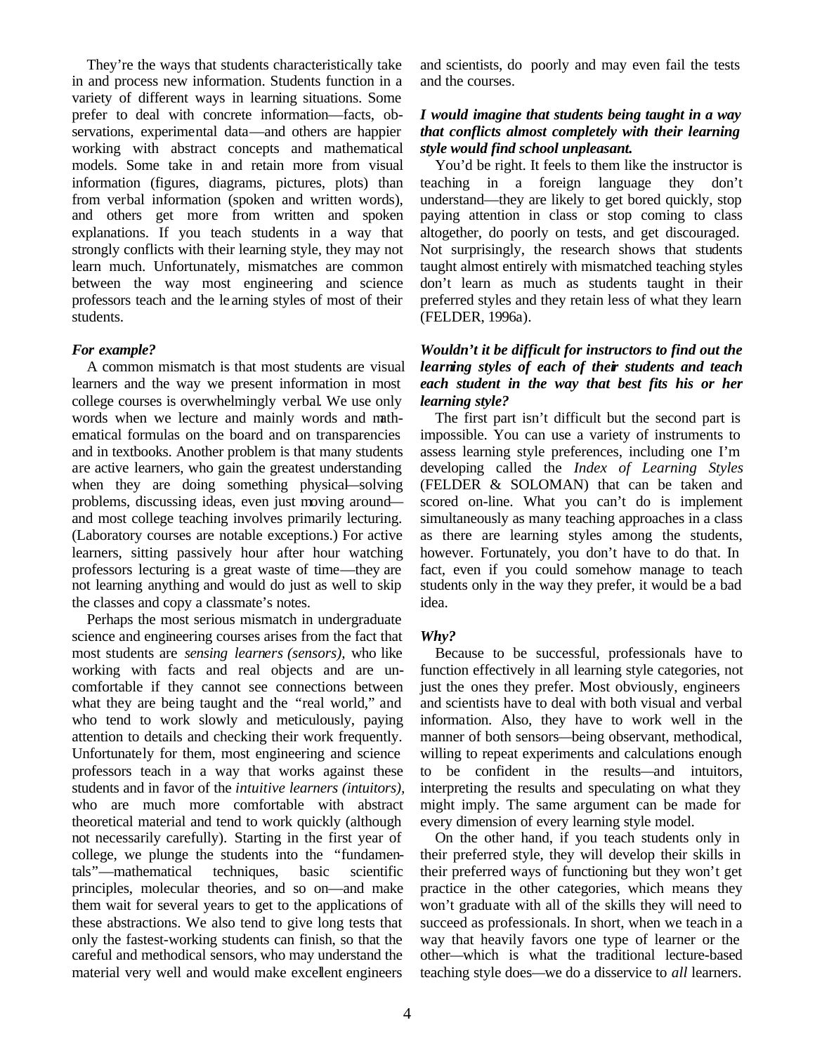They're the ways that students characteristically take in and process new information. Students function in a variety of different ways in learning situations. Some prefer to deal with concrete information—facts, observations, experimental data—and others are happier working with abstract concepts and mathematical models. Some take in and retain more from visual information (figures, diagrams, pictures, plots) than from verbal information (spoken and written words), and others get more from written and spoken explanations. If you teach students in a way that strongly conflicts with their learning style, they may not learn much. Unfortunately, mismatches are common between the way most engineering and science professors teach and the learning styles of most of their students.

***For example?***

A common mismatch is that most students are visual learners and the way we present information in most college courses is overwhelmingly verbal. We use only words when we lecture and mainly words and mathematical formulas on the board and on transparencies and in textbooks. Another problem is that many students are active learners, who gain the greatest understanding when they are doing something physical—solving problems, discussing ideas, even just moving around—and most college teaching involves primarily lecturing. (Laboratory courses are notable exceptions.) For active learners, sitting passively hour after hour watching professors lecturing is a great waste of time—they are not learning anything and would do just as well to skip the classes and copy a classmate's notes.

Perhaps the most serious mismatch in undergraduate science and engineering courses arises from the fact that most students are *sensing learners (sensors)*, who like working with facts and real objects and are uncomfortable if they cannot see connections between what they are being taught and the "real world," and who tend to work slowly and meticulously, paying attention to details and checking their work frequently. Unfortunately for them, most engineering and science professors teach in a way that works against these students and in favor of the *intuitive learners (intuitors)*, who are much more comfortable with abstract theoretical material and tend to work quickly (although not necessarily carefully). Starting in the first year of college, we plunge the students into the "fundamentals"—mathematical techniques, basic scientific principles, molecular theories, and so on—and make them wait for several years to get to the applications of these abstractions. We also tend to give long tests that only the fastest-working students can finish, so that the careful and methodical sensors, who may understand the material very well and would make excellent engineers and scientists, do poorly and may even fail the tests and the courses.

***I would imagine that students being taught in a way that conflicts almost completely with their learning style would find school unpleasant.***

You'd be right. It feels to them like the instructor is teaching in a foreign language they don't understand—they are likely to get bored quickly, stop paying attention in class or stop coming to class altogether, do poorly on tests, and get discouraged. Not surprisingly, the research shows that students taught almost entirely with mismatched teaching styles don't learn as much as students taught in their preferred styles and they retain less of what they learn (FELDER, 1996a).

***Wouldn't it be difficult for instructors to find out the learning styles of each of their students and teach each student in the way that best fits his or her learning style?***

The first part isn't difficult but the second part is impossible. You can use a variety of instruments to assess learning style preferences, including one I'm developing called the *Index of Learning Styles* (FELDER & SOLOMAN) that can be taken and scored on-line. What you can't do is implement simultaneously as many teaching approaches in a class as there are learning styles among the students, however. Fortunately, you don't have to do that. In fact, even if you could somehow manage to teach students only in the way they prefer, it would be a bad idea.

***Why?***

Because to be successful, professionals have to function effectively in all learning style categories, not just the ones they prefer. Most obviously, engineers and scientists have to deal with both visual and verbal information. Also, they have to work well in the manner of both sensors—being observant, methodical, willing to repeat experiments and calculations enough to be confident in the results—and intuitors, interpreting the results and speculating on what they might imply. The same argument can be made for every dimension of every learning style model.

On the other hand, if you teach students only in their preferred style, they will develop their skills in their preferred ways of functioning but they won't get practice in the other categories, which means they won't graduate with all of the skills they will need to succeed as professionals. In short, when we teach in a way that heavily favors one type of learner or the other—which is what the traditional lecture-based teaching style does—we do a disservice to *all* learners.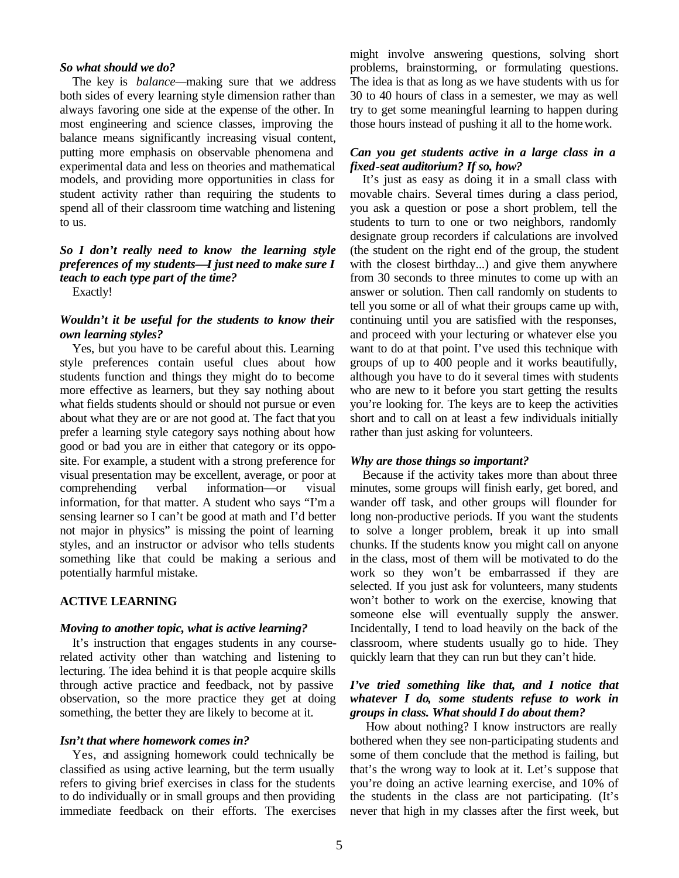*So what should we do?*

The key is *balance*—making sure that we address both sides of every learning style dimension rather than always favoring one side at the expense of the other. In most engineering and science classes, improving the balance means significantly increasing visual content, putting more emphasis on observable phenomena and experimental data and less on theories and mathematical models, and providing more opportunities in class for student activity rather than requiring the students to spend all of their classroom time watching and listening to us.

***So I don't really need to know the learning style preferences of my students—I just need to make sure I teach to each type part of the time?***

Exactly!

***Wouldn't it be useful for the students to know their own learning styles?***

Yes, but you have to be careful about this. Learning style preferences contain useful clues about how students function and things they might do to become more effective as learners, but they say nothing about what fields students should or should not pursue or even about what they are or are not good at. The fact that you prefer a learning style category says nothing about how good or bad you are in either that category or its opposite. For example, a student with a strong preference for visual presentation may be excellent, average, or poor at comprehending verbal information—or visual information, for that matter. A student who says "I'm a sensing learner so I can't be good at math and I'd better not major in physics" is missing the point of learning styles, and an instructor or advisor who tells students something like that could be making a serious and potentially harmful mistake.

## ACTIVE LEARNING

*Moving to another topic, what is active learning?*

It's instruction that engages students in any course-related activity other than watching and listening to lecturing. The idea behind it is that people acquire skills through active practice and feedback, not by passive observation, so the more practice they get at doing something, the better they are likely to become at it.

*Isn't that where homework comes in?*

Yes, and assigning homework could technically be classified as using active learning, but the term usually refers to giving brief exercises in class for the students to do individually or in small groups and then providing immediate feedback on their efforts. The exercises might involve answering questions, solving short problems, brainstorming, or formulating questions. The idea is that as long as we have students with us for 30 to 40 hours of class in a semester, we may as well try to get some meaningful learning to happen during those hours instead of pushing it all to the homework.

***Can you get students active in a large class in a fixed-seat auditorium? If so, how?***

It's just as easy as doing it in a small class with movable chairs. Several times during a class period, you ask a question or pose a short problem, tell the students to turn to one or two neighbors, randomly designate group recorders if calculations are involved (the student on the right end of the group, the student with the closest birthday...) and give them anywhere from 30 seconds to three minutes to come up with an answer or solution. Then call randomly on students to tell you some or all of what their groups came up with, continuing until you are satisfied with the responses, and proceed with your lecturing or whatever else you want to do at that point. I've used this technique with groups of up to 400 people and it works beautifully, although you have to do it several times with students who are new to it before you start getting the results you're looking for. The keys are to keep the activities short and to call on at least a few individuals initially rather than just asking for volunteers.

*Why are those things so important?*

Because if the activity takes more than about three minutes, some groups will finish early, get bored, and wander off task, and other groups will flounder for long non-productive periods. If you want the students to solve a longer problem, break it up into small chunks. If the students know you might call on anyone in the class, most of them will be motivated to do the work so they won't be embarrassed if they are selected. If you just ask for volunteers, many students won't bother to work on the exercise, knowing that someone else will eventually supply the answer. Incidentally, I tend to load heavily on the back of the classroom, where students usually go to hide. They quickly learn that they can run but they can't hide.

***I've tried something like that, and I notice that whatever I do, some students refuse to work in groups in class. What should I do about them?***

How about nothing? I know instructors are really bothered when they see non-participating students and some of them conclude that the method is failing, but that's the wrong way to look at it. Let's suppose that you're doing an active learning exercise, and 10% of the students in the class are not participating. (It's never that high in my classes after the first week, but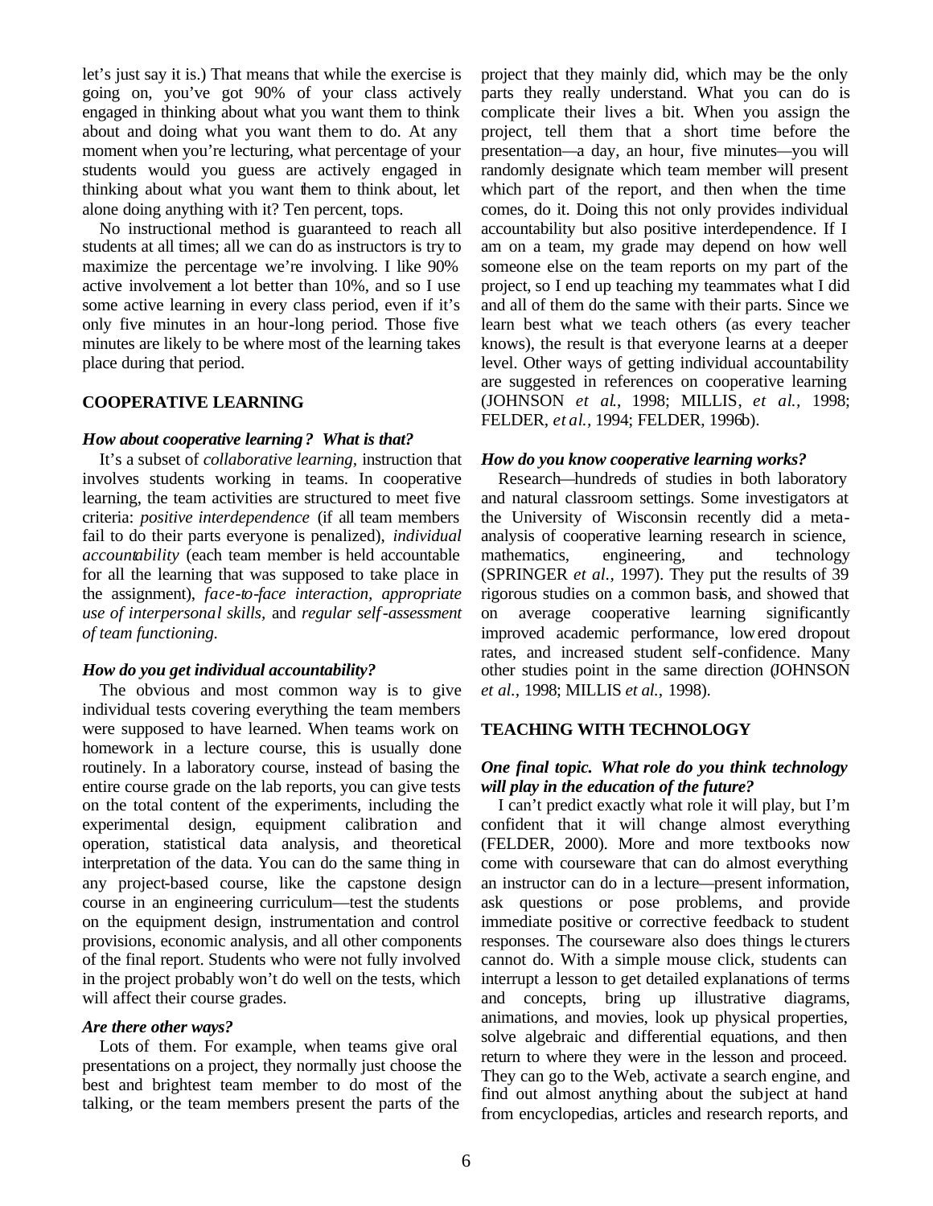let's just say it is.) That means that while the exercise is going on, you've got 90% of your class actively engaged in thinking about what you want them to think about and doing what you want them to do. At any moment when you're lecturing, what percentage of your students would you guess are actively engaged in thinking about what you want them to think about, let alone doing anything with it? Ten percent, tops.

No instructional method is guaranteed to reach all students at all times; all we can do as instructors is try to maximize the percentage we're involving. I like 90% active involvement a lot better than 10%, and so I use some active learning in every class period, even if it's only five minutes in an hour-long period. Those five minutes are likely to be where most of the learning takes place during that period.

## COOPERATIVE LEARNING

***How about cooperative learning? What is that?***

It's a subset of *collaborative learning*, instruction that involves students working in teams. In cooperative learning, the team activities are structured to meet five criteria: *positive interdependence* (if all team members fail to do their parts everyone is penalized), *individual accountability* (each team member is held accountable for all the learning that was supposed to take place in the assignment), *face-to-face interaction, appropriate use of interpersonal skills,* and *regular self-assessment of team functioning.*

***How do you get individual accountability?***

The obvious and most common way is to give individual tests covering everything the team members were supposed to have learned. When teams work on homework in a lecture course, this is usually done routinely. In a laboratory course, instead of basing the entire course grade on the lab reports, you can give tests on the total content of the experiments, including the experimental design, equipment calibration and operation, statistical data analysis, and theoretical interpretation of the data. You can do the same thing in any project-based course, like the capstone design course in an engineering curriculum—test the students on the equipment design, instrumentation and control provisions, economic analysis, and all other components of the final report. Students who were not fully involved in the project probably won't do well on the tests, which will affect their course grades.

***Are there other ways?***

Lots of them. For example, when teams give oral presentations on a project, they normally just choose the best and brightest team member to do most of the talking, or the team members present the parts of the project that they mainly did, which may be the only parts they really understand. What you can do is complicate their lives a bit. When you assign the project, tell them that a short time before the presentation—a day, an hour, five minutes—you will randomly designate which team member will present which part of the report, and then when the time comes, do it. Doing this not only provides individual accountability but also positive interdependence. If I am on a team, my grade may depend on how well someone else on the team reports on my part of the project, so I end up teaching my teammates what I did and all of them do the same with their parts. Since we learn best what we teach others (as every teacher knows), the result is that everyone learns at a deeper level. Other ways of getting individual accountability are suggested in references on cooperative learning (JOHNSON *et al.*, 1998; MILLIS, *et al.*, 1998; FELDER, *et al.*, 1994; FELDER, 1996b).

***How do you know cooperative learning works?***

Research—hundreds of studies in both laboratory and natural classroom settings. Some investigators at the University of Wisconsin recently did a meta-analysis of cooperative learning research in science, mathematics, engineering, and technology (SPRINGER *et al.*, 1997). They put the results of 39 rigorous studies on a common basis, and showed that on average cooperative learning significantly improved academic performance, lowered dropout rates, and increased student self-confidence. Many other studies point in the same direction (JOHNSON *et al.*, 1998; MILLIS *et al.*, 1998).

## TEACHING WITH TECHNOLOGY

***One final topic. What role do you think technology will play in the education of the future?***

I can't predict exactly what role it will play, but I'm confident that it will change almost everything (FELDER, 2000). More and more textbooks now come with courseware that can do almost everything an instructor can do in a lecture—present information, ask questions or pose problems, and provide immediate positive or corrective feedback to student responses. The courseware also does things lecturers cannot do. With a simple mouse click, students can interrupt a lesson to get detailed explanations of terms and concepts, bring up illustrative diagrams, animations, and movies, look up physical properties, solve algebraic and differential equations, and then return to where they were in the lesson and proceed. They can go to the Web, activate a search engine, and find out almost anything about the subject at hand from encyclopedias, articles and research reports, and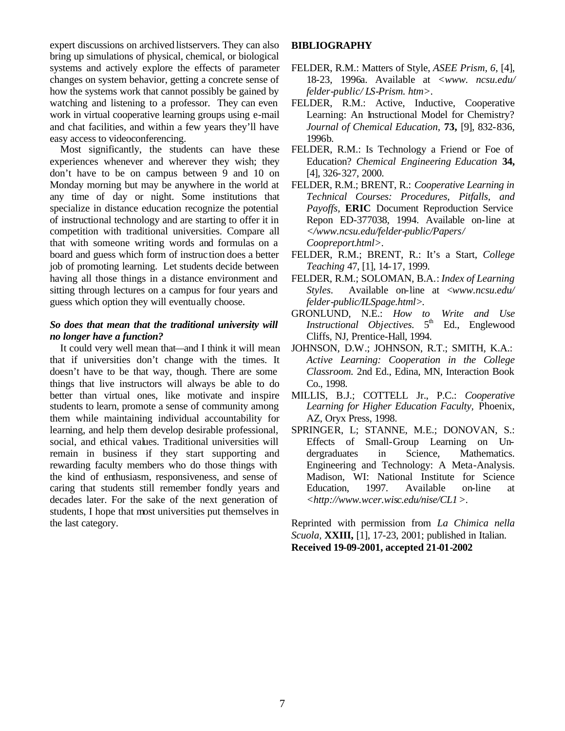expert discussions on archived listservers. They can also bring up simulations of physical, chemical, or biological systems and actively explore the effects of parameter changes on system behavior, getting a concrete sense of how the systems work that cannot possibly be gained by watching and listening to a professor. They can even work in virtual cooperative learning groups using e-mail and chat facilities, and within a few years they'll have easy access to videoconferencing.

Most significantly, the students can have these experiences whenever and wherever they wish; they don't have to be on campus between 9 and 10 on Monday morning but may be anywhere in the world at any time of day or night. Some institutions that specialize in distance education recognize the potential of instructional technology and are starting to offer it in competition with traditional universities. Compare all that with someone writing words and formulas on a board and guess which form of instruction does a better job of promoting learning. Let students decide between having all those things in a distance environment and sitting through lectures on a campus for four years and guess which option they will eventually choose.

***So does that mean that the traditional university will no longer have a function?***

It could very well mean that—and I think it will mean that if universities don't change with the times. It doesn't have to be that way, though. There are some things that live instructors will always be able to do better than virtual ones, like motivate and inspire students to learn, promote a sense of community among them while maintaining individual accountability for learning, and help them develop desirable professional, social, and ethical values. Traditional universities will remain in business if they start supporting and rewarding faculty members who do those things with the kind of enthusiasm, responsiveness, and sense of caring that students still remember fondly years and decades later. For the sake of the next generation of students, I hope that most universities put themselves in the last category.

**BIBLIOGRAPHY**

FELDER, R.M.: Matters of Style, *ASEE Prism, 6,* [4], 18-23, 1996a. Available at *<www. ncsu.edu/ felder-public/ LS-Prism. htm>*.

FELDER, R.M.: Active, Inductive, Cooperative Learning: An Instructional Model for Chemistry? *Journal of Chemical Education*, **73,** [9], 832-836, 1996b.

FELDER, R.M.: Is Technology a Friend or Foe of Education? *Chemical Engineering Education* **34,** [4], 326-327, 2000.

FELDER, R.M.; BRENT, R.: *Cooperative Learning in Technical Courses: Procedures, Pitfalls, and Payoffs,* **ERIC** Document Reproduction Service Repon ED-377038, 1994. Available on-line at *</www.ncsu.edu/felder-public/Papers/ Coopreport.html>*.

FELDER, R.M.; BRENT, R.: It's a Start, *College Teaching* 47, [1], 14-17, 1999.

FELDER, R.M.; SOLOMAN, B.A.: *Index of Learning Styles*. Available on-line at *<www.ncsu.edu/ felder-public/ILSpage.html>*.

GRONLUND, N.E.: *How to Write and Use Instructional Objectives.* 5th Ed., Englewood Cliffs, NJ, Prentice-Hall, 1994.

JOHNSON, D.W.; JOHNSON, R.T.; SMITH, K.A.: *Active Learning: Cooperation in the College Classroom.* 2nd Ed., Edina, MN, Interaction Book Co., 1998.

MILLIS, B.J.; COTTELL Jr., P.C.: *Cooperative Learning for Higher Education Faculty,* Phoenix, AZ, Oryx Press, 1998.

SPRINGER, L; STANNE, M.E.; DONOVAN, S.: Effects of Small-Group Learning on Undergraduates in Science, Mathematics. Engineering and Technology: A Meta-Analysis. Madison, WI: National Institute for Science Education, 1997. Available on-line at *<http://www.wcer.wisc.edu/nise/CL1>*.

Reprinted with permission from *La Chimica nella Scuola,* **XXIII,** [1], 17-23, 2001; published in Italian.
**Received 19-09-2001, accepted 21-01-2002**